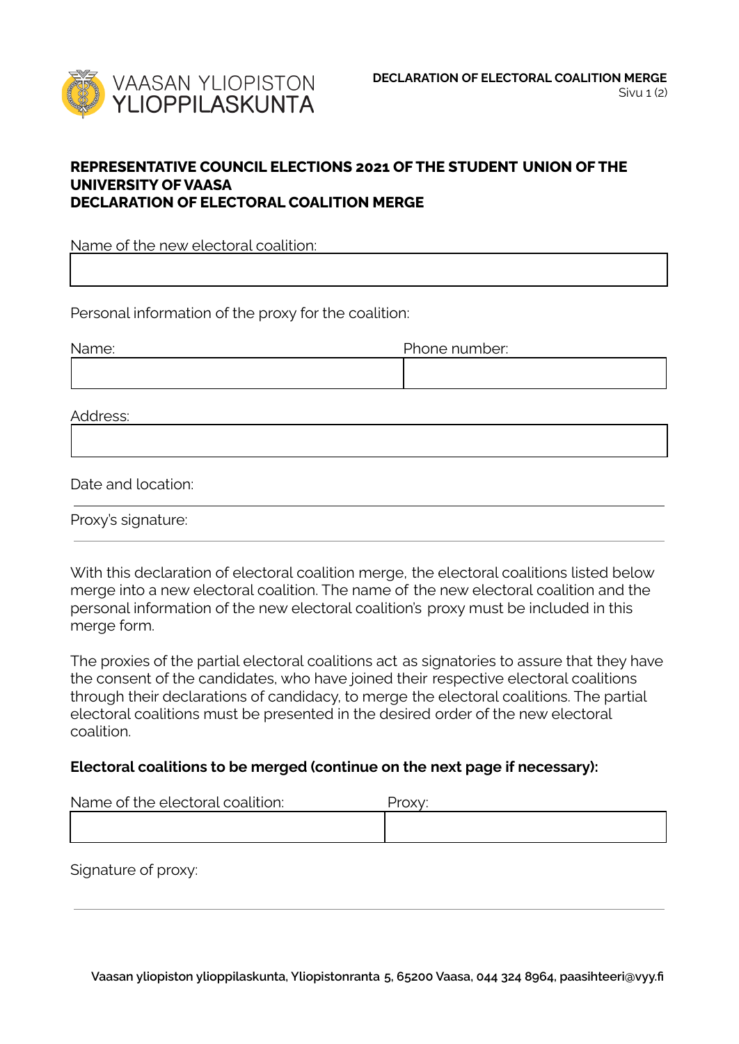VAASAN YLIOPISTON YLIOPPILASKUNTA

**DECLARATION OF ELECTORAL COALITION MERGE**

## REPRESENTATIVE COUNCIL ELECTIONS 2021 OF THE STUDENT UNION OF THE UNIVERSITY OF VAASA
## DECLARATION OF ELECTORAL COALITION MERGE

Name of the new electoral coalition:

| |
|---|
| |

Personal information of the proxy for the coalition:

| Name: | Phone number: |
|---|---|
| | |

Address:

| |
|---|
| |

Date and location:

_______________________________________________

Proxy's signature:

_______________________________________________

With this declaration of electoral coalition merge, the electoral coalitions listed below merge into a new electoral coalition. The name of the new electoral coalition and the personal information of the new electoral coalition's proxy must be included in this merge form.

The proxies of the partial electoral coalitions act as signatories to assure that they have the consent of the candidates, who have joined their respective electoral coalitions through their declarations of candidacy, to merge the electoral coalitions. The partial electoral coalitions must be presented in the desired order of the new electoral coalition.

**Electoral coalitions to be merged (continue on the next page if necessary):**

| Name of the electoral coalition: | Proxy: |
|---|---|
| | |

Signature of proxy:

_______________________________________________

**Vaasan yliopiston ylioppilaskunta, Yliopistonranta 5, 65200 Vaasa, 044 324 8964, paasihteeri@vyy.fi**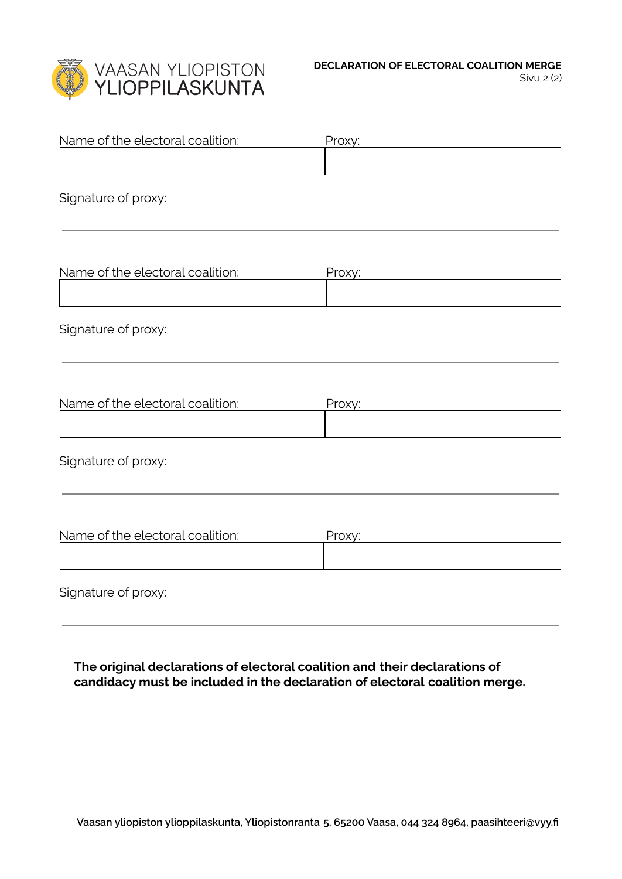| Name of the electoral coalition: | Proxy: |
| --- | --- |
| | |

Signature of proxy:

---

| Name of the electoral coalition: | Proxy: |
| --- | --- |
| | |

Signature of proxy:

---

| Name of the electoral coalition: | Proxy: |
| --- | --- |
| | |

Signature of proxy:

---

| Name of the electoral coalition: | Proxy: |
| --- | --- |
| | |

Signature of proxy:

---

**The original declarations of electoral coalition and their declarations of candidacy must be included in the declaration of electoral coalition merge.**